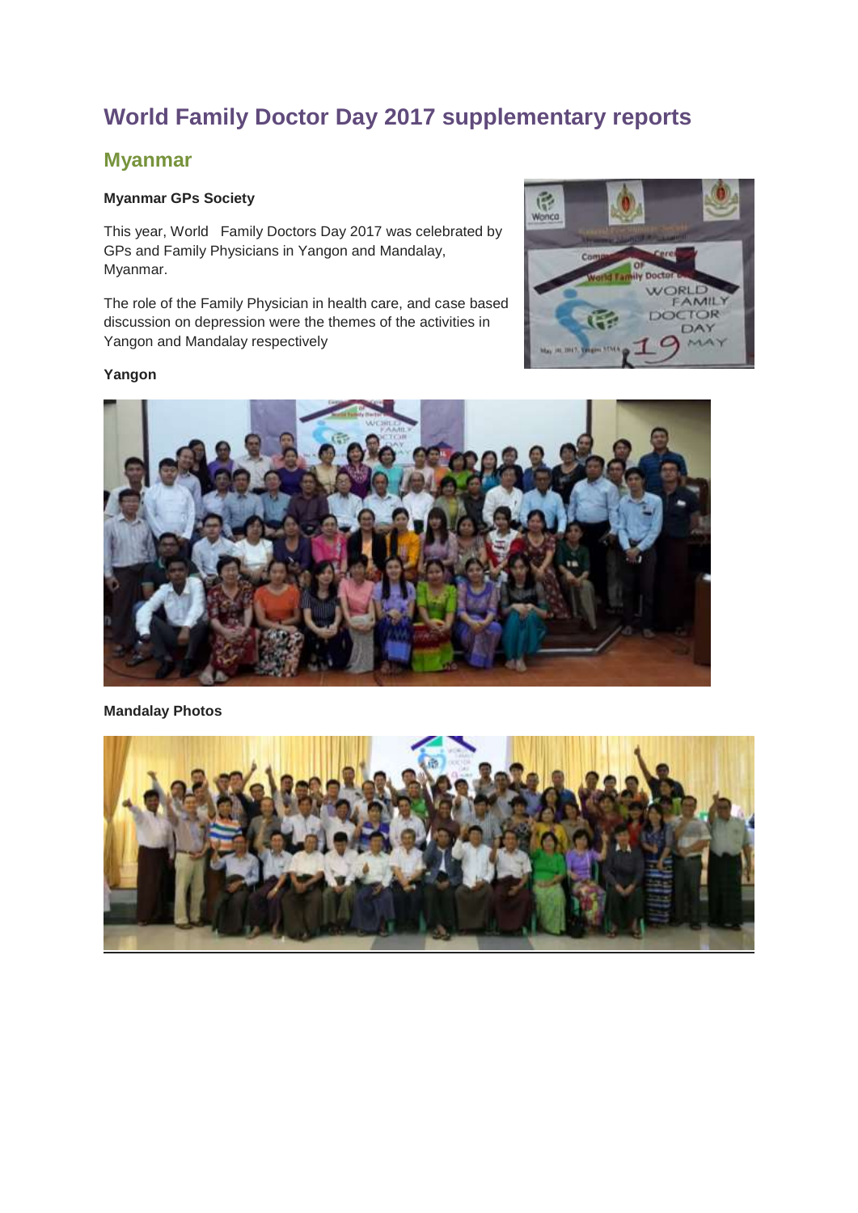# World Family Doctor Day 2017 supplementary reports

## Myanmar

**Myanmar GPs Society**

This year, World Family Doctors Day 2017 was celebrated by GPs and Family Physicians in Yangon and Mandalay, Myanmar.

The role of the Family Physician in health care, and case based discussion on depression were the themes of the activities in Yangon and Mandalay respectively

**Yangon**

**Mandalay Photos**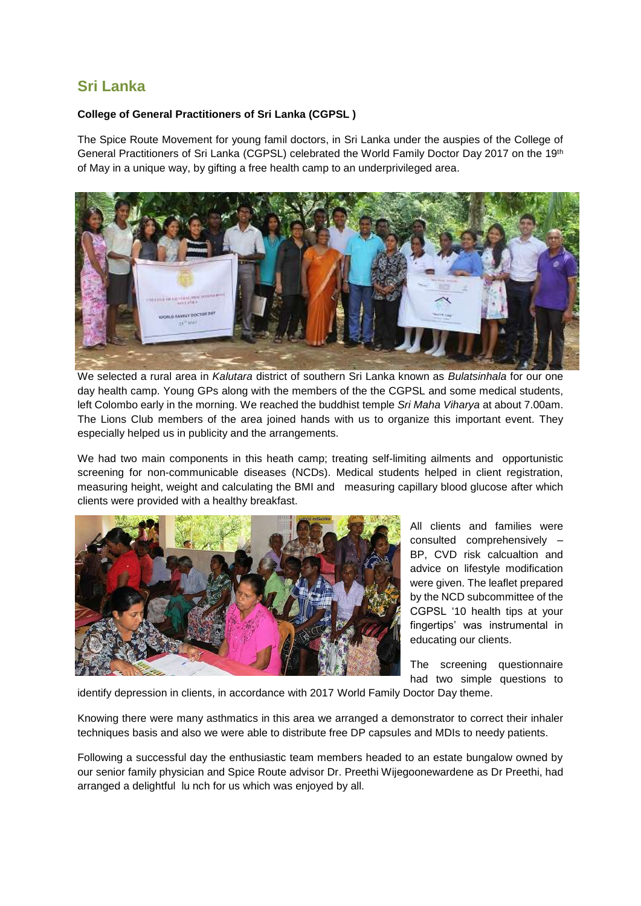## Sri Lanka

**College of General Practitioners of Sri Lanka (CGPSL )**

The Spice Route Movement for young famil doctors, in Sri Lanka under the auspices of the College of General Practitioners of Sri Lanka (CGPSL) celebrated the World Family Doctor Day 2017 on the 19th of May in a unique way, by gifting a free health camp to an underprivileged area.

We selected a rural area in *Kalutara* district of southern Sri Lanka known as *Bulatsinhala* for our one day health camp. Young GPs along with the members of the the CGPSL and some medical students, left Colombo early in the morning. We reached the buddhist temple *Sri Maha Viharya* at about 7.00am. The Lions Club members of the area joined hands with us to organize this important event. They especially helped us in publicity and the arrangements.

We had two main components in this heath camp; treating self-limiting ailments and opportunistic screening for non-communicable diseases (NCDs). Medical students helped in client registration, measuring height, weight and calculating the BMI and measuring capillary blood glucose after which clients were provided with a healthy breakfast.

All clients and families were consulted comprehensively – BP, CVD risk calcualtion and advice on lifestyle modification were given. The leaflet prepared by the NCD subcommittee of the CGPSL '10 health tips at your fingertips' was instrumental in educating our clients.

The screening questionnaire had two simple questions to identify depression in clients, in accordance with 2017 World Family Doctor Day theme.

Knowing there were many asthmatics in this area we arranged a demonstrator to correct their inhaler techniques basis and also we were able to distribute free DP capsules and MDIs to needy patients.

Following a successful day the enthusiastic team members headed to an estate bungalow owned by our senior family physician and Spice Route advisor Dr. Preethi Wijegoonewardene as Dr Preethi, had arranged a delightful lu nch for us which was enjoyed by all.